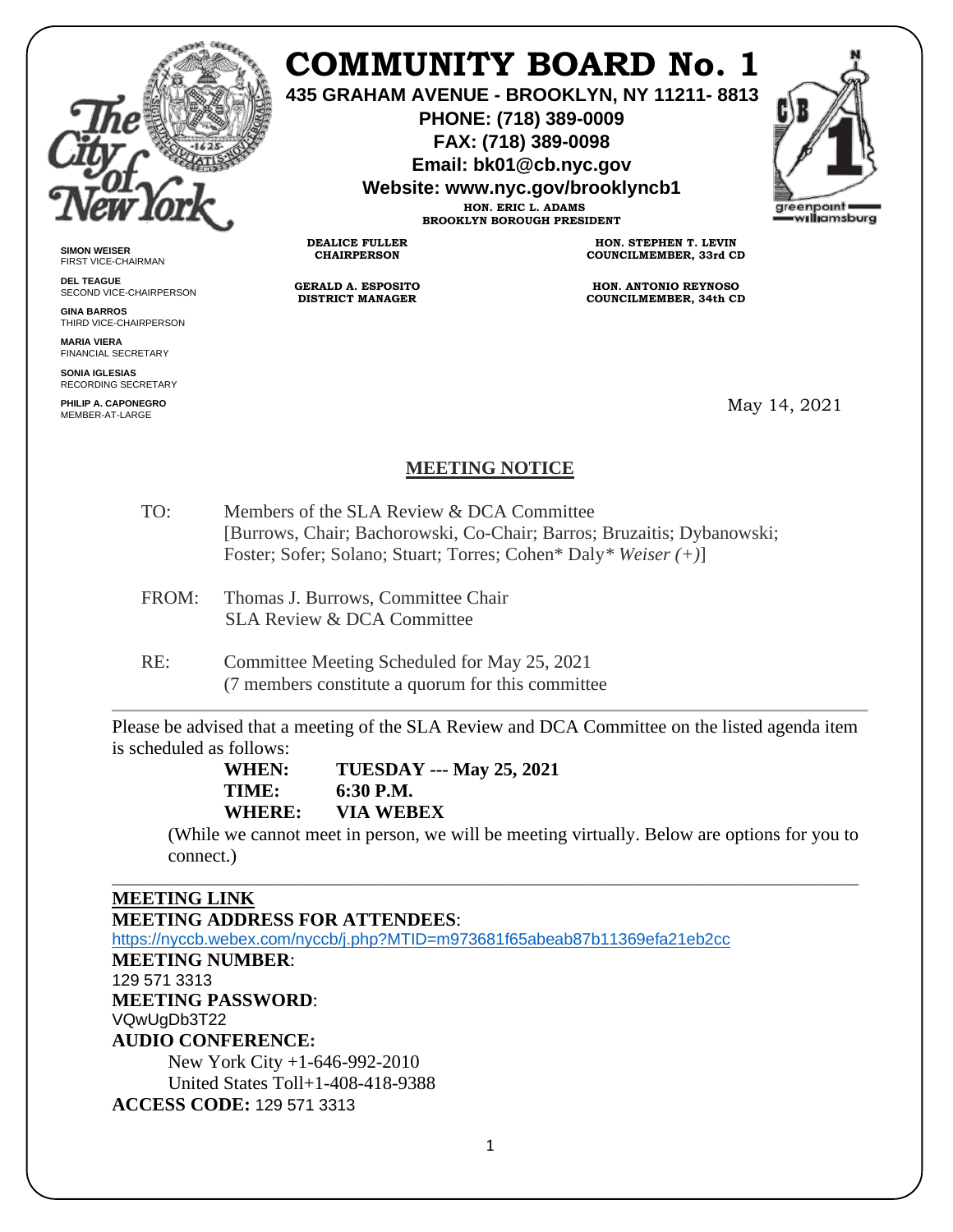# COMMUNITY BOARD No. 1

**435 GRAHAM AVENUE - BROOKLYN, NY 11211- 8813**
**PHONE: (718) 389-0009**
**FAX: (718) 389-0098**
**Email: bk01@cb.nyc.gov**
**Website: www.nyc.gov/brooklyncb1**

**HON. ERIC L. ADAMS**
**BROOKLYN BOROUGH PRESIDENT**

**DEALICE FULLER**
**CHAIRPERSON**

**GERALD A. ESPOSITO**
**DISTRICT MANAGER**

**HON. STEPHEN T. LEVIN**
**COUNCILMEMBER, 33rd CD**

**HON. ANTONIO REYNOSO**
**COUNCILMEMBER, 34th CD**

**SIMON WEISER**
FIRST VICE-CHAIRMAN

**DEL TEAGUE**
SECOND VICE-CHAIRPERSON

**GINA BARROS**
THIRD VICE-CHAIRPERSON

**MARIA VIERA**
FINANCIAL SECRETARY

**SONIA IGLESIAS**
RECORDING SECRETARY

**PHILIP A. CAPONEGRO**
MEMBER-AT-LARGE

May 14, 2021

## MEETING NOTICE

TO: Members of the SLA Review & DCA Committee
[Burrows, Chair; Bachorowski, Co-Chair; Barros; Bruzaitis; Dybanowski; Foster; Sofer; Solano; Stuart; Torres; Cohen* Daly* *Weiser (+)*]

FROM: Thomas J. Burrows, Committee Chair
SLA Review & DCA Committee

RE: Committee Meeting Scheduled for May 25, 2021
(7 members constitute a quorum for this committee

---

Please be advised that a meeting of the SLA Review and DCA Committee on the listed agenda item is scheduled as follows:

**WHEN:** **TUESDAY --- May 25, 2021**
**TIME:** **6:30 P.M.**
**WHERE:** **VIA WEBEX**

(While we cannot meet in person, we will be meeting virtually. Below are options for you to connect.)

---

**MEETING LINK**
**MEETING ADDRESS FOR ATTENDEES**:
https://nyccb.webex.com/nyccb/j.php?MTID=m973681f65abeab87b11369efa21eb2cc
**MEETING NUMBER**:
129 571 3313
**MEETING PASSWORD**:
VQwUgDb3T22
**AUDIO CONFERENCE:**
New York City +1-646-992-2010
United States Toll+1-408-418-9388
**ACCESS CODE:** 129 571 3313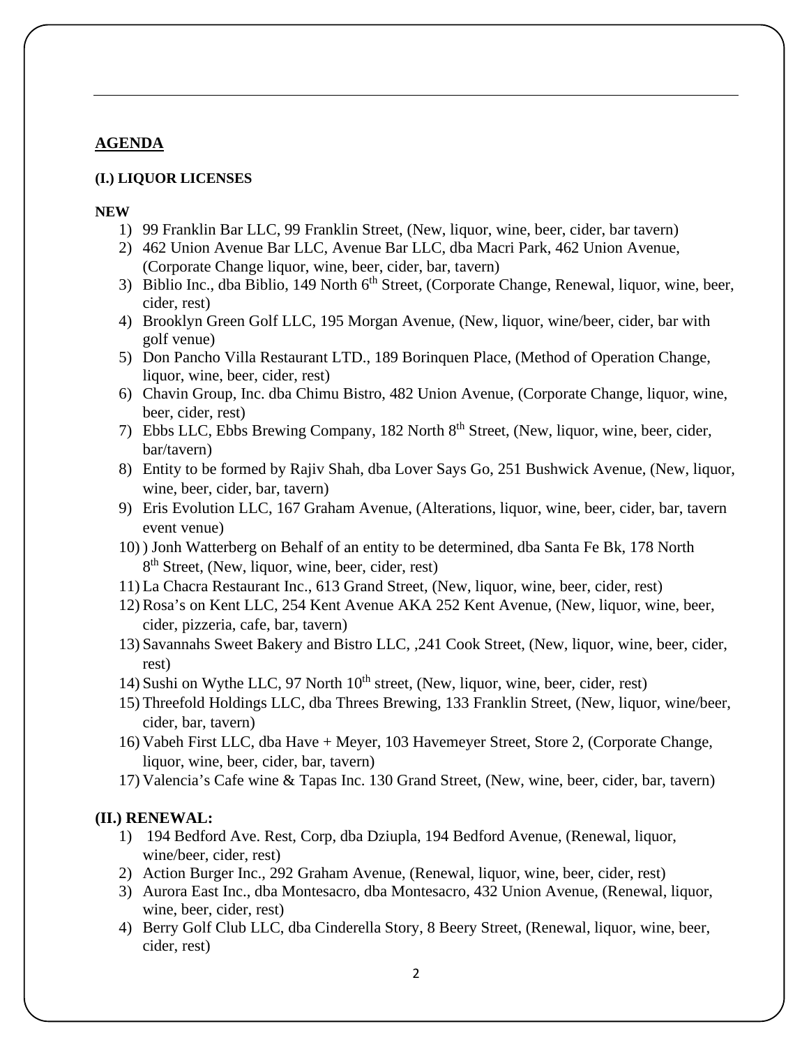## AGENDA

### (I.) LIQUOR LICENSES

**NEW**

1) 99 Franklin Bar LLC, 99 Franklin Street, (New, liquor, wine, beer, cider, bar tavern)
2) 462 Union Avenue Bar LLC, Avenue Bar LLC, dba Macri Park, 462 Union Avenue, (Corporate Change liquor, wine, beer, cider, bar, tavern)
3) Biblio Inc., dba Biblio, 149 North 6th Street, (Corporate Change, Renewal, liquor, wine, beer, cider, rest)
4) Brooklyn Green Golf LLC, 195 Morgan Avenue, (New, liquor, wine/beer, cider, bar with golf venue)
5) Don Pancho Villa Restaurant LTD., 189 Borinquen Place, (Method of Operation Change, liquor, wine, beer, cider, rest)
6) Chavin Group, Inc. dba Chimu Bistro, 482 Union Avenue, (Corporate Change, liquor, wine, beer, cider, rest)
7) Ebbs LLC, Ebbs Brewing Company, 182 North 8th Street, (New, liquor, wine, beer, cider, bar/tavern)
8) Entity to be formed by Rajiv Shah, dba Lover Says Go, 251 Bushwick Avenue, (New, liquor, wine, beer, cider, bar, tavern)
9) Eris Evolution LLC, 167 Graham Avenue, (Alterations, liquor, wine, beer, cider, bar, tavern event venue)
10) ) Jonh Watterberg on Behalf of an entity to be determined, dba Santa Fe Bk, 178 North 8th Street, (New, liquor, wine, beer, cider, rest)
11) La Chacra Restaurant Inc., 613 Grand Street, (New, liquor, wine, beer, cider, rest)
12) Rosa's on Kent LLC, 254 Kent Avenue AKA 252 Kent Avenue, (New, liquor, wine, beer, cider, pizzeria, cafe, bar, tavern)
13) Savannahs Sweet Bakery and Bistro LLC, ,241 Cook Street, (New, liquor, wine, beer, cider, rest)
14) Sushi on Wythe LLC, 97 North 10th street, (New, liquor, wine, beer, cider, rest)
15) Threefold Holdings LLC, dba Threes Brewing, 133 Franklin Street, (New, liquor, wine/beer, cider, bar, tavern)
16) Vabeh First LLC, dba Have + Meyer, 103 Havemeyer Street, Store 2, (Corporate Change, liquor, wine, beer, cider, bar, tavern)
17) Valencia's Cafe wine & Tapas Inc. 130 Grand Street, (New, wine, beer, cider, bar, tavern)

### (II.) RENEWAL:

1) 194 Bedford Ave. Rest, Corp, dba Dziupla, 194 Bedford Avenue, (Renewal, liquor, wine/beer, cider, rest)
2) Action Burger Inc., 292 Graham Avenue, (Renewal, liquor, wine, beer, cider, rest)
3) Aurora East Inc., dba Montesacro, dba Montesacro, 432 Union Avenue, (Renewal, liquor, wine, beer, cider, rest)
4) Berry Golf Club LLC, dba Cinderella Story, 8 Beery Street, (Renewal, liquor, wine, beer, cider, rest)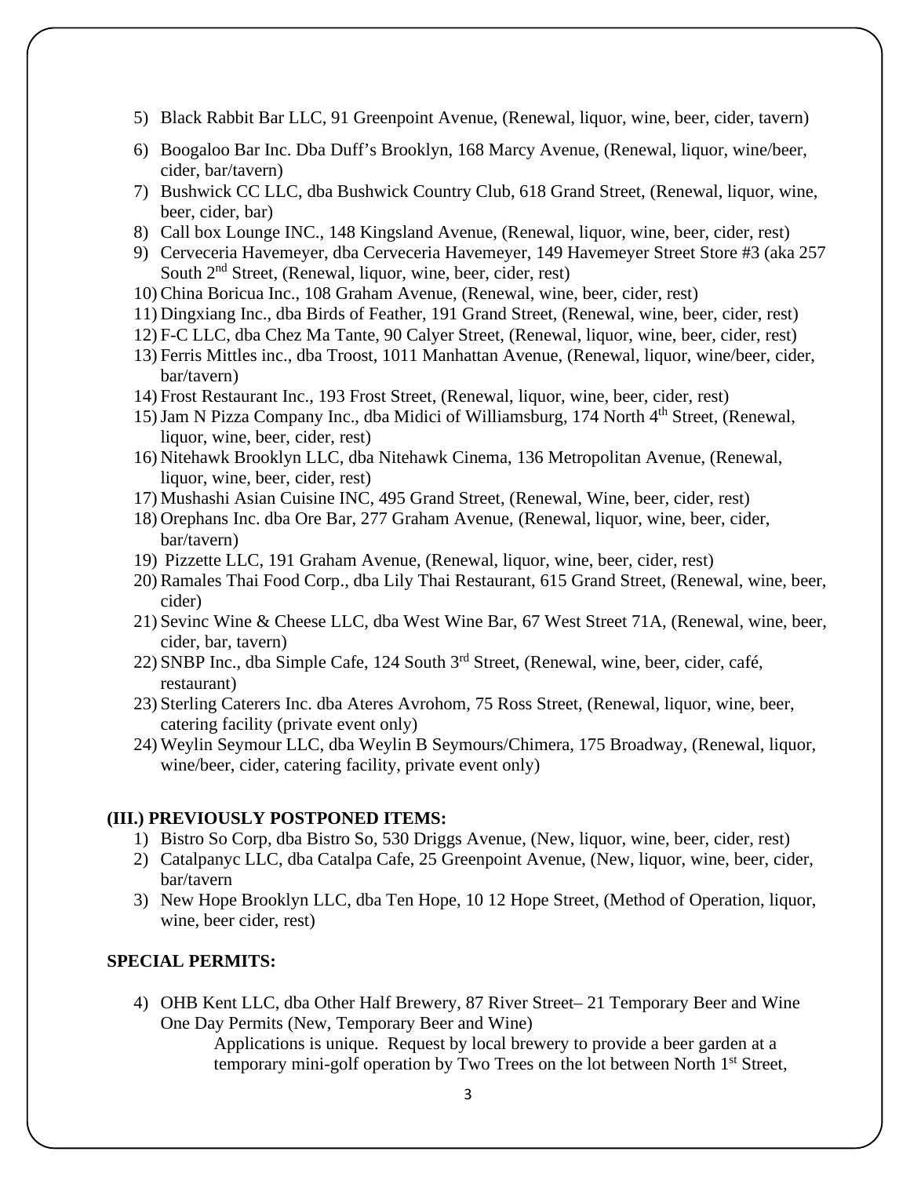5) Black Rabbit Bar LLC, 91 Greenpoint Avenue, (Renewal, liquor, wine, beer, cider, tavern)
6) Boogaloo Bar Inc. Dba Duff's Brooklyn, 168 Marcy Avenue, (Renewal, liquor, wine/beer, cider, bar/tavern)
7) Bushwick CC LLC, dba Bushwick Country Club, 618 Grand Street, (Renewal, liquor, wine, beer, cider, bar)
8) Call box Lounge INC., 148 Kingsland Avenue, (Renewal, liquor, wine, beer, cider, rest)
9) Cerveceria Havemeyer, dba Cerveceria Havemeyer, 149 Havemeyer Street Store #3 (aka 257 South 2nd Street, (Renewal, liquor, wine, beer, cider, rest)
10) China Boricua Inc., 108 Graham Avenue, (Renewal, wine, beer, cider, rest)
11) Dingxiang Inc., dba Birds of Feather, 191 Grand Street, (Renewal, wine, beer, cider, rest)
12) F-C LLC, dba Chez Ma Tante, 90 Calyer Street, (Renewal, liquor, wine, beer, cider, rest)
13) Ferris Mittles inc., dba Troost, 1011 Manhattan Avenue, (Renewal, liquor, wine/beer, cider, bar/tavern)
14) Frost Restaurant Inc., 193 Frost Street, (Renewal, liquor, wine, beer, cider, rest)
15) Jam N Pizza Company Inc., dba Midici of Williamsburg, 174 North 4th Street, (Renewal, liquor, wine, beer, cider, rest)
16) Nitehawk Brooklyn LLC, dba Nitehawk Cinema, 136 Metropolitan Avenue, (Renewal, liquor, wine, beer, cider, rest)
17) Mushashi Asian Cuisine INC, 495 Grand Street, (Renewal, Wine, beer, cider, rest)
18) Orephans Inc. dba Ore Bar, 277 Graham Avenue, (Renewal, liquor, wine, beer, cider, bar/tavern)
19) Pizzette LLC, 191 Graham Avenue, (Renewal, liquor, wine, beer, cider, rest)
20) Ramales Thai Food Corp., dba Lily Thai Restaurant, 615 Grand Street, (Renewal, wine, beer, cider)
21) Sevinc Wine & Cheese LLC, dba West Wine Bar, 67 West Street 71A, (Renewal, wine, beer, cider, bar, tavern)
22) SNBP Inc., dba Simple Cafe, 124 South 3rd Street, (Renewal, wine, beer, cider, café, restaurant)
23) Sterling Caterers Inc. dba Ateres Avrohom, 75 Ross Street, (Renewal, liquor, wine, beer, catering facility (private event only)
24) Weylin Seymour LLC, dba Weylin B Seymours/Chimera, 175 Broadway, (Renewal, liquor, wine/beer, cider, catering facility, private event only)

**(III.) PREVIOUSLY POSTPONED ITEMS:**

1) Bistro So Corp, dba Bistro So, 530 Driggs Avenue, (New, liquor, wine, beer, cider, rest)
2) Catalpanyc LLC, dba Catalpa Cafe, 25 Greenpoint Avenue, (New, liquor, wine, beer, cider, bar/tavern
3) New Hope Brooklyn LLC, dba Ten Hope, 10 12 Hope Street, (Method of Operation, liquor, wine, beer cider, rest)

**SPECIAL PERMITS:**

4) OHB Kent LLC, dba Other Half Brewery, 87 River Street– 21 Temporary Beer and Wine One Day Permits (New, Temporary Beer and Wine)

   Applications is unique. Request by local brewery to provide a beer garden at a temporary mini-golf operation by Two Trees on the lot between North 1st Street,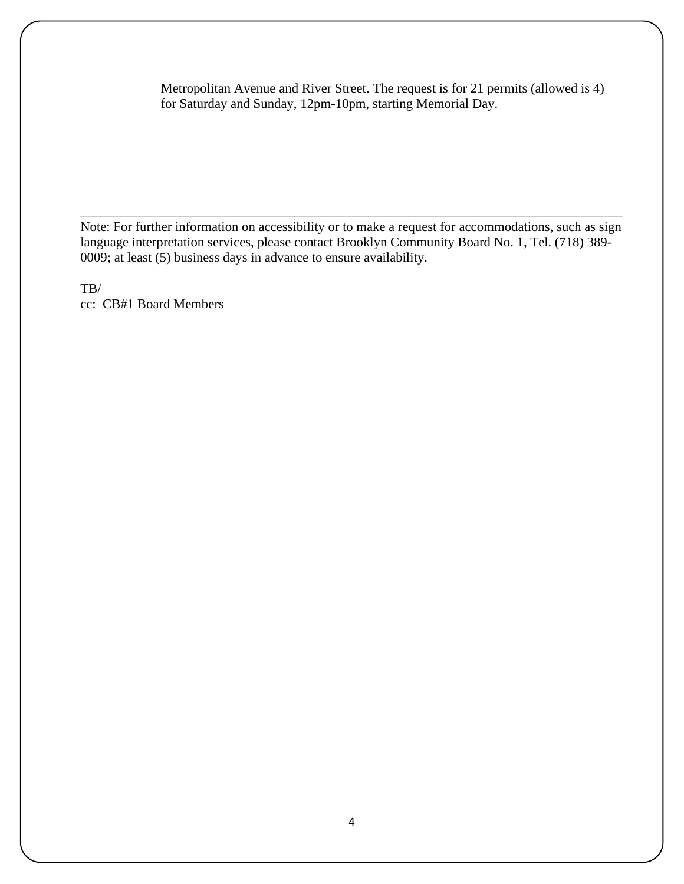Metropolitan Avenue and River Street. The request is for 21 permits (allowed is 4) for Saturday and Sunday, 12pm-10pm, starting Memorial Day.

---

Note: For further information on accessibility or to make a request for accommodations, such as sign language interpretation services, please contact Brooklyn Community Board No. 1, Tel. (718) 389-0009; at least (5) business days in advance to ensure availability.

TB/
cc: CB#1 Board Members